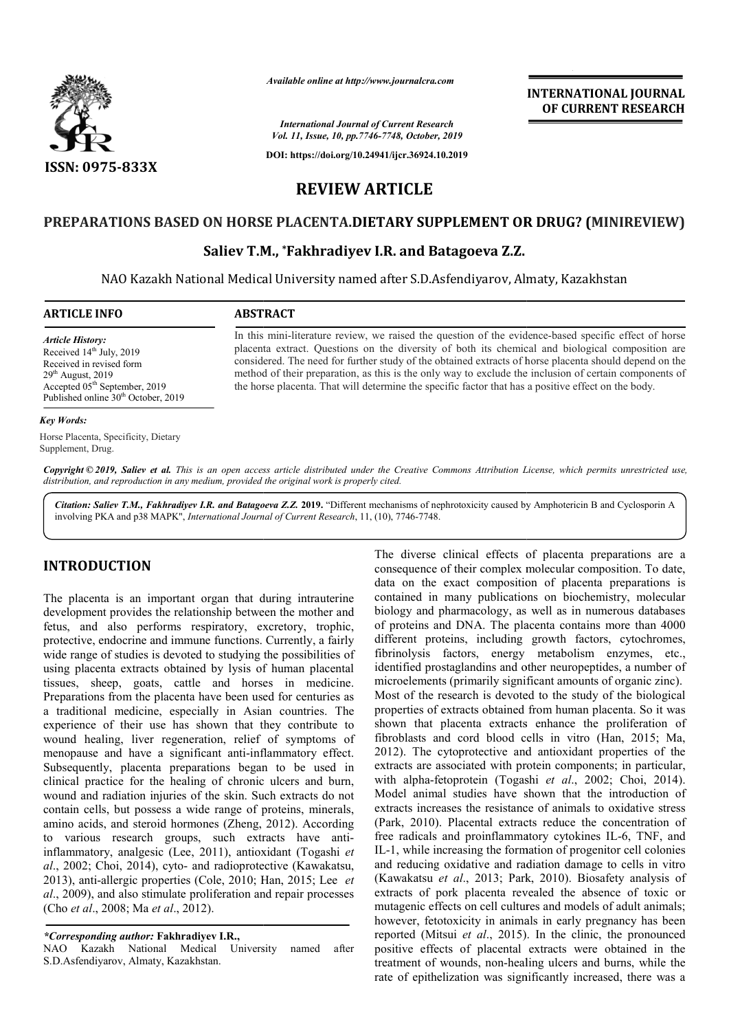*Available online at http://www.journalcra.com*

*International Journal of Current Research*
*Vol. 11, Issue, 10, pp.7746-7748, October, 2019*

**DOI: https://doi.org/10.24941/ijcr.36924.10.2019**

ISSN: 0975-833X

**INTERNATIONAL JOURNAL OF CURRENT RESEARCH**

# REVIEW ARTICLE

# PREPARATIONS BASED ON HORSE PLACENTA.DIETARY SUPPLEMENT OR DRUG? (MINIREVIEW)

**Saliev T.M., \*Fakhradiyev I.R. and Batagoeva Z.Z.**

NAO Kazakh National Medical University named after S.D.Asfendiyarov, Almaty, Kazakhstan

## ARTICLE INFO

*Article History:*
Received 14th July, 2019
Received in revised form
29th August, 2019
Accepted 05th September, 2019
Published online 30th October, 2019

*Key Words:*
Horse Placenta, Specificity, Dietary Supplement, Drug.

## ABSTRACT

In this mini-literature review, we raised the question of the evidence-based specific effect of horse placenta extract. Questions on the diversity of both its chemical and biological composition are considered. The need for further study of the obtained extracts of horse placenta should depend on the method of their preparation, as this is the only way to exclude the inclusion of certain components of the horse placenta. That will determine the specific factor that has a positive effect on the body.

*Copyright © 2019, Saliev et al. This is an open access article distributed under the Creative Commons Attribution License, which permits unrestricted use, distribution, and reproduction in any medium, provided the original work is properly cited.*

*Citation: Saliev T.M., Fakhradiyev I.R. and Batagoeva Z.Z.* **2019.** "Different mechanisms of nephrotoxicity caused by Amphotericin B and Cyclosporin A involving PKA and p38 MAPK", *International Journal of Current Research*, 11, (10), 7746-7748.

## INTRODUCTION

The placenta is an important organ that during intrauterine development provides the relationship between the mother and fetus, and also performs respiratory, excretory, trophic, protective, endocrine and immune functions. Currently, a fairly wide range of studies is devoted to studying the possibilities of using placenta extracts obtained by lysis of human placental tissues, sheep, goats, cattle and horses in medicine. Preparations from the placenta have been used for centuries as a traditional medicine, especially in Asian countries. The experience of their use has shown that they contribute to wound healing, liver regeneration, relief of symptoms of menopause and have a significant anti-inflammatory effect. Subsequently, placenta preparations began to be used in clinical practice for the healing of chronic ulcers and burn, wound and radiation injuries of the skin. Such extracts do not contain cells, but possess a wide range of proteins, minerals, amino acids, and steroid hormones (Zheng, 2012). According to various research groups, such extracts have anti-inflammatory, analgesic (Lee, 2011), antioxidant (Togashi *et al*., 2002; Choi, 2014), cyto- and radioprotective (Kawakatsu, 2013), anti-allergic properties (Cole, 2010; Han, 2015; Lee *et al*., 2009), and also stimulate proliferation and repair processes (Cho *et al*., 2008; Ma *et al*., 2012).

The diverse clinical effects of placenta preparations are a consequence of their complex molecular composition. To date, data on the exact composition of placenta preparations is contained in many publications on biochemistry, molecular biology and pharmacology, as well as in numerous databases of proteins and DNA. The placenta contains more than 4000 different proteins, including growth factors, cytochromes, fibrinolysis factors, energy metabolism enzymes, etc., identified prostaglandins and other neuropeptides, a number of microelements (primarily significant amounts of organic zinc). Most of the research is devoted to the study of the biological properties of extracts obtained from human placenta. So it was shown that placenta extracts enhance the proliferation of fibroblasts and cord blood cells in vitro (Han, 2015; Ma, 2012). The cytoprotective and antioxidant properties of the extracts are associated with protein components; in particular, with alpha-fetoprotein (Togashi *et al*., 2002; Choi, 2014). Model animal studies have shown that the introduction of extracts increases the resistance of animals to oxidative stress (Park, 2010). Placental extracts reduce the concentration of free radicals and proinflammatory cytokines IL-6, TNF, and IL-1, while increasing the formation of progenitor cell colonies and reducing oxidative and radiation damage to cells in vitro (Kawakatsu *et al*., 2013; Park, 2010). Biosafety analysis of extracts of pork placenta revealed the absence of toxic or mutagenic effects on cell cultures and models of adult animals; however, fetotoxicity in animals in early pregnancy has been reported (Mitsui *et al*., 2015). In the clinic, the pronounced positive effects of placental extracts were obtained in the treatment of wounds, non-healing ulcers and burns, while the rate of epithelization was significantly increased, there was a

***Corresponding author:*** **Fakhradiyev I.R.,**
NAO Kazakh National Medical University named after S.D.Asfendiyarov, Almaty, Kazakhstan.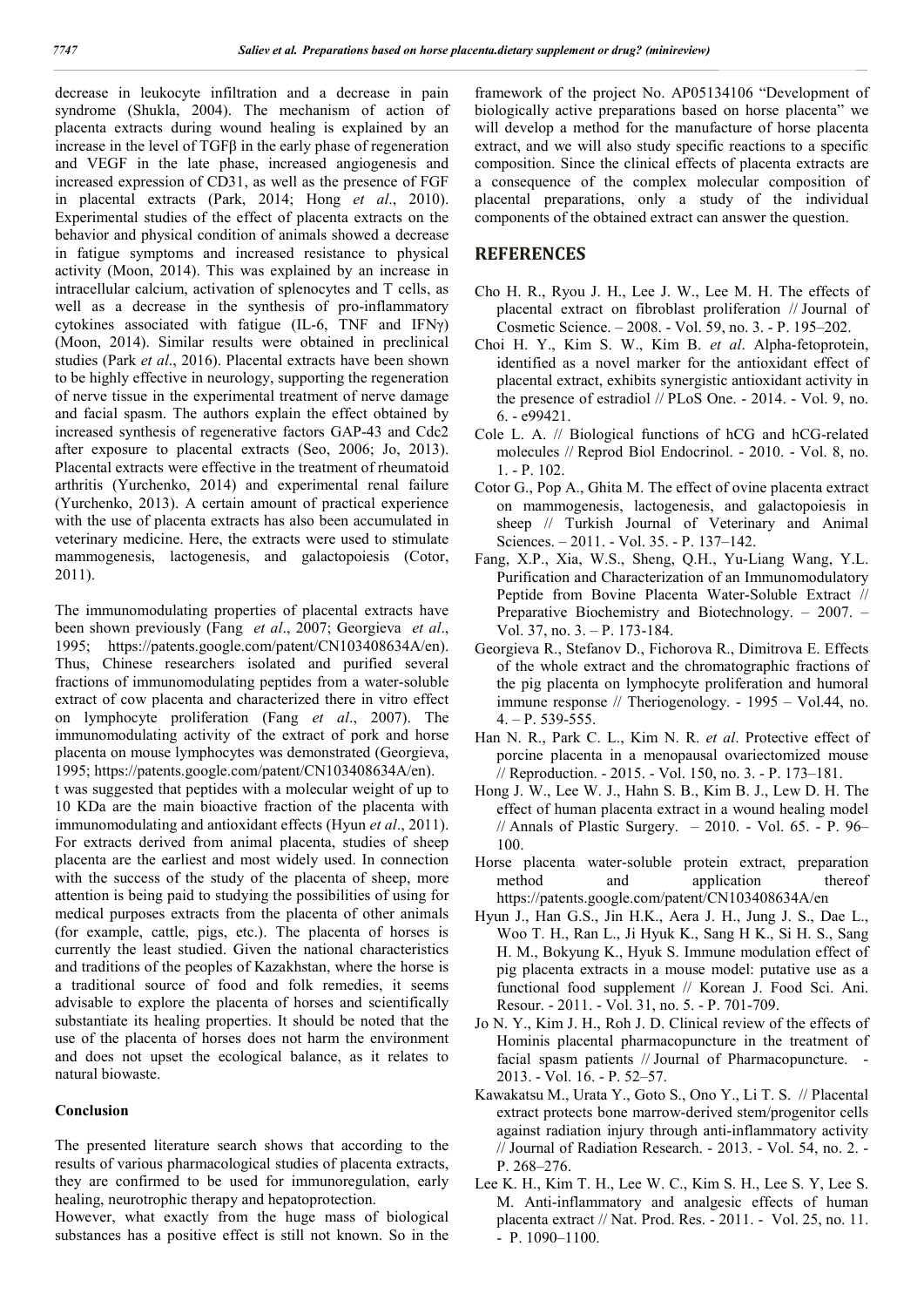decrease in leukocyte infiltration and a decrease in pain syndrome (Shukla, 2004). The mechanism of action of placenta extracts during wound healing is explained by an increase in the level of TGFβ in the early phase of regeneration and VEGF in the late phase, increased angiogenesis and increased expression of CD31, as well as the presence of FGF in placental extracts (Park, 2014; Hong *et al*., 2010). Experimental studies of the effect of placenta extracts on the behavior and physical condition of animals showed a decrease in fatigue symptoms and increased resistance to physical activity (Moon, 2014). This was explained by an increase in intracellular calcium, activation of splenocytes and T cells, as well as a decrease in the synthesis of pro-inflammatory cytokines associated with fatigue (IL-6, TNF and IFNγ) (Moon, 2014). Similar results were obtained in preclinical studies (Park *et al*., 2016). Placental extracts have been shown to be highly effective in neurology, supporting the regeneration of nerve tissue in the experimental treatment of nerve damage and facial spasm. The authors explain the effect obtained by increased synthesis of regenerative factors GAP-43 and Cdc2 after exposure to placental extracts (Seo, 2006; Jo, 2013). Placental extracts were effective in the treatment of rheumatoid arthritis (Yurchenko, 2014) and experimental renal failure (Yurchenko, 2013). A certain amount of practical experience with the use of placenta extracts has also been accumulated in veterinary medicine. Here, the extracts were used to stimulate mammogenesis, lactogenesis, and galactopoiesis (Cotor, 2011).

The immunomodulating properties of placental extracts have been shown previously (Fang *et al*., 2007; Georgieva *et al*., 1995; https://patents.google.com/patent/CN103408634A/en). Thus, Chinese researchers isolated and purified several fractions of immunomodulating peptides from a water-soluble extract of cow placenta and characterized there in vitro effect on lymphocyte proliferation (Fang *et al*., 2007). The immunomodulating activity of the extract of pork and horse placenta on mouse lymphocytes was demonstrated (Georgieva, 1995; https://patents.google.com/patent/CN103408634A/en).

t was suggested that peptides with a molecular weight of up to 10 KDa are the main bioactive fraction of the placenta with immunomodulating and antioxidant effects (Hyun *et al*., 2011). For extracts derived from animal placenta, studies of sheep placenta are the earliest and most widely used. In connection with the success of the study of the placenta of sheep, more attention is being paid to studying the possibilities of using for medical purposes extracts from the placenta of other animals (for example, cattle, pigs, etc.). The placenta of horses is currently the least studied. Given the national characteristics and traditions of the peoples of Kazakhstan, where the horse is a traditional source of food and folk remedies, it seems advisable to explore the placenta of horses and scientifically substantiate its healing properties. It should be noted that the use of the placenta of horses does not harm the environment and does not upset the ecological balance, as it relates to natural biowaste.

### Conclusion

The presented literature search shows that according to the results of various pharmacological studies of placenta extracts, they are confirmed to be used for immunoregulation, early healing, neurotrophic therapy and hepatoprotection.

However, what exactly from the huge mass of biological substances has a positive effect is still not known. So in the framework of the project No. AP05134106 "Development of biologically active preparations based on horse placenta" we will develop a method for the manufacture of horse placenta extract, and we will also study specific reactions to a specific composition. Since the clinical effects of placenta extracts are a consequence of the complex molecular composition of placental preparations, only a study of the individual components of the obtained extract can answer the question.

## REFERENCES

- Cho H. R., Ryou J. H., Lee J. W., Lee M. H. The effects of placental extract on fibroblast proliferation // Journal of Cosmetic Science. – 2008. - Vol. 59, no. 3. - P. 195–202.
- Choi H. Y., Kim S. W., Kim B. *et al*. Alpha-fetoprotein, identified as a novel marker for the antioxidant effect of placental extract, exhibits synergistic antioxidant activity in the presence of estradiol // PLoS One. - 2014. - Vol. 9, no. 6. - e99421.
- Cole L. A. // Biological functions of hCG and hCG-related molecules // Reprod Biol Endocrinol. - 2010. - Vol. 8, no. 1. - P. 102.
- Cotor G., Pop A., Ghita M. The effect of ovine placenta extract on mammogenesis, lactogenesis, and galactopoiesis in sheep // Turkish Journal of Veterinary and Animal Sciences. – 2011. - Vol. 35. - P. 137–142.
- Fang, X.P., Xia, W.S., Sheng, Q.H., Yu-Liang Wang, Y.L. Purification and Characterization of an Immunomodulatory Peptide from Bovine Placenta Water-Soluble Extract // Preparative Biochemistry and Biotechnology. – 2007. – Vol. 37, no. 3. – P. 173-184.
- Georgieva R., Stefanov D., Fichorova R., Dimitrova E. Effects of the whole extract and the chromatographic fractions of the pig placenta on lymphocyte proliferation and humoral immune response // Theriogenology. - 1995 – Vol.44, no. 4. – P. 539-555.
- Han N. R., Park C. L., Kim N. R. *et al*. Protective effect of porcine placenta in a menopausal ovariectomized mouse // Reproduction. - 2015. - Vol. 150, no. 3. - P. 173–181.
- Hong J. W., Lee W. J., Hahn S. B., Kim B. J., Lew D. H. The effect of human placenta extract in a wound healing model // Annals of Plastic Surgery. – 2010. - Vol. 65. - P. 96–100.
- Horse placenta water-soluble protein extract, preparation method and application thereof https://patents.google.com/patent/CN103408634A/en
- Hyun J., Han G.S., Jin H.K., Aera J. H., Jung J. S., Dae L., Woo T. H., Ran L., Ji Hyuk K., Sang H K., Si H. S., Sang H. M., Bokyung K., Hyuk S. Immune modulation effect of pig placenta extracts in a mouse model: putative use as a functional food supplement // Korean J. Food Sci. Ani. Resour. - 2011. - Vol. 31, no. 5. - P. 701-709.
- Jo N. Y., Kim J. H., Roh J. D. Clinical review of the effects of Hominis placental pharmacopuncture in the treatment of facial spasm patients // Journal of Pharmacopuncture. - 2013. - Vol. 16. - P. 52–57.
- Kawakatsu M., Urata Y., Goto S., Ono Y., Li T. S. // Placental extract protects bone marrow-derived stem/progenitor cells against radiation injury through anti-inflammatory activity // Journal of Radiation Research. - 2013. - Vol. 54, no. 2. - P. 268–276.
- Lee K. H., Kim T. H., Lee W. C., Kim S. H., Lee S. Y, Lee S. M. Anti-inflammatory and analgesic effects of human placenta extract // Nat. Prod. Res. - 2011. - Vol. 25, no. 11. - P. 1090–1100.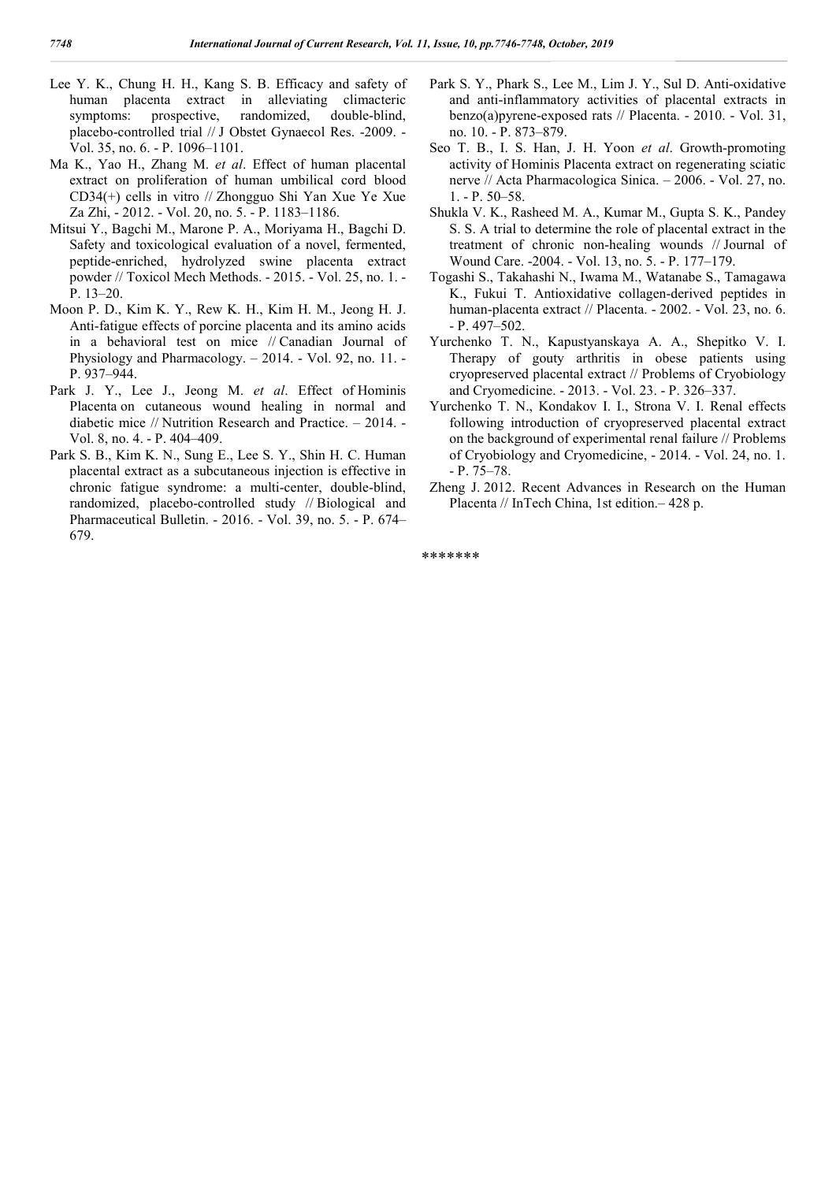Lee Y. K., Chung H. H., Kang S. B. Efficacy and safety of human placenta extract in alleviating climacteric symptoms: prospective, randomized, double-blind, placebo-controlled trial // J Obstet Gynaecol Res. -2009. - Vol. 35, no. 6. - P. 1096–1101.

Ma K., Yao H., Zhang M. *et al*. Effect of human placental extract on proliferation of human umbilical cord blood CD34(+) cells in vitro // Zhongguo Shi Yan Xue Ye Xue Za Zhi, - 2012. - Vol. 20, no. 5. - P. 1183–1186.

Mitsui Y., Bagchi M., Marone P. A., Moriyama H., Bagchi D. Safety and toxicological evaluation of a novel, fermented, peptide-enriched, hydrolyzed swine placenta extract powder // Toxicol Mech Methods. - 2015. - Vol. 25, no. 1. - P. 13–20.

Moon P. D., Kim K. Y., Rew K. H., Kim H. M., Jeong H. J. Anti-fatigue effects of porcine placenta and its amino acids in a behavioral test on mice // Canadian Journal of Physiology and Pharmacology. – 2014. - Vol. 92, no. 11. - P. 937–944.

Park J. Y., Lee J., Jeong M. *et al*. Effect of Hominis Placenta on cutaneous wound healing in normal and diabetic mice // Nutrition Research and Practice. – 2014. - Vol. 8, no. 4. - P. 404–409.

Park S. B., Kim K. N., Sung E., Lee S. Y., Shin H. C. Human placental extract as a subcutaneous injection is effective in chronic fatigue syndrome: a multi-center, double-blind, randomized, placebo-controlled study // Biological and Pharmaceutical Bulletin. - 2016. - Vol. 39, no. 5. - P. 674–679.

Park S. Y., Phark S., Lee M., Lim J. Y., Sul D. Anti-oxidative and anti-inflammatory activities of placental extracts in benzo(a)pyrene-exposed rats // Placenta. - 2010. - Vol. 31, no. 10. - P. 873–879.

Seo T. B., I. S. Han, J. H. Yoon *et al*. Growth-promoting activity of Hominis Placenta extract on regenerating sciatic nerve // Acta Pharmacologica Sinica. – 2006. - Vol. 27, no. 1. - P. 50–58.

Shukla V. K., Rasheed M. A., Kumar M., Gupta S. K., Pandey S. S. A trial to determine the role of placental extract in the treatment of chronic non-healing wounds // Journal of Wound Care. -2004. - Vol. 13, no. 5. - P. 177–179.

Togashi S., Takahashi N., Iwama M., Watanabe S., Tamagawa K., Fukui T. Antioxidative collagen-derived peptides in human-placenta extract // Placenta. - 2002. - Vol. 23, no. 6. - P. 497–502.

Yurchenko T. N., Kapustyanskaya A. A., Shepitko V. I. Therapy of gouty arthritis in obese patients using cryopreserved placental extract // Problems of Cryobiology and Cryomedicine. - 2013. - Vol. 23. - P. 326–337.

Yurchenko T. N., Kondakov I. I., Strona V. I. Renal effects following introduction of cryopreserved placental extract on the background of experimental renal failure // Problems of Cryobiology and Cryomedicine, - 2014. - Vol. 24, no. 1. - P. 75–78.

Zheng J. 2012. Recent Advances in Research on the Human Placenta // InTech China, 1st edition.– 428 p.

*******